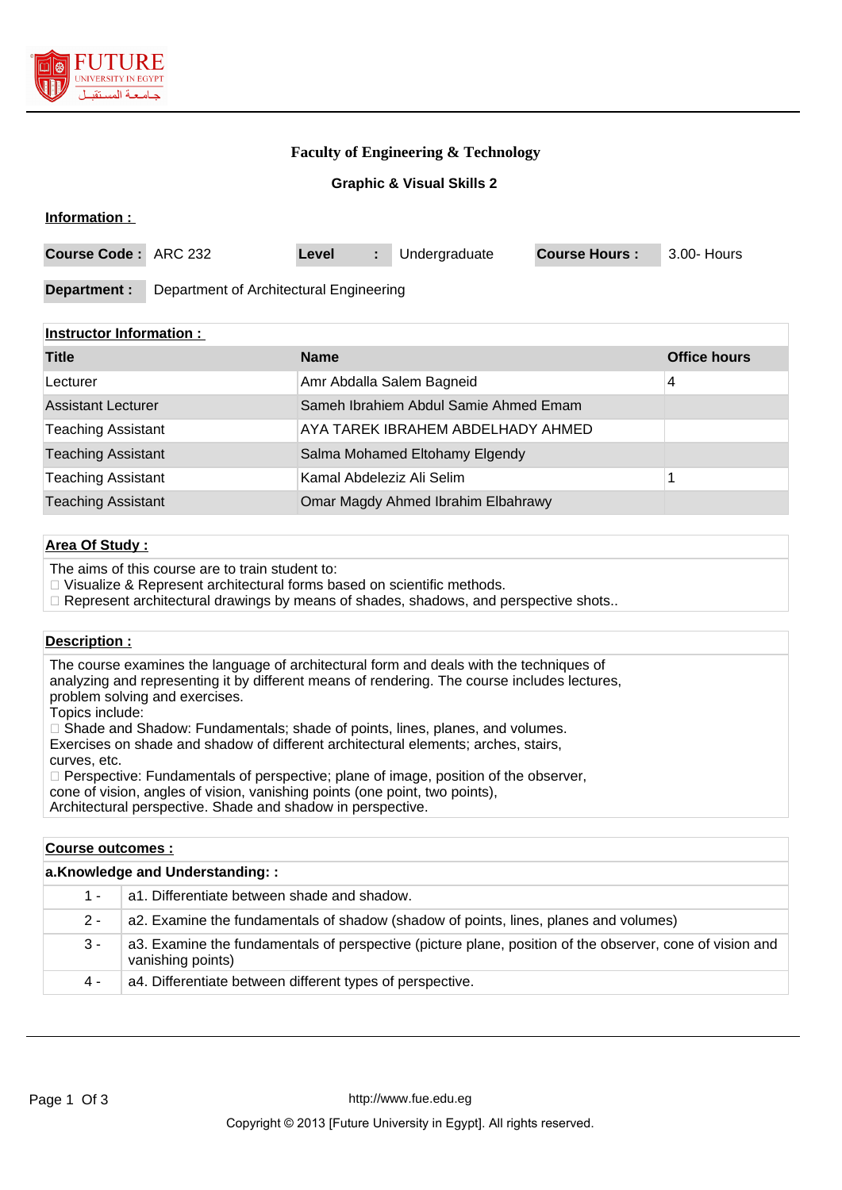## Faculty of Engineering & Technology

### Graphic & Visual Skills 2

**Information :**

| Course Code : | ARC 232 | Level : | Undergraduate | Course Hours : | 3.00- Hours |
|---|---|---|---|---|---|

**Department :** Department of Architectural Engineering

**Instructor Information :**

| Title | Name | Office hours |
|---|---|---|
| Lecturer | Amr Abdalla Salem Bagneid | 4 |
| Assistant Lecturer | Sameh Ibrahiem Abdul Samie Ahmed Emam | |
| Teaching Assistant | AYA TAREK IBRAHEM ABDELHADY AHMED | |
| Teaching Assistant | Salma Mohamed Eltohamy Elgendy | |
| Teaching Assistant | Kamal Abdeleziz Ali Selim | 1 |
| Teaching Assistant | Omar Magdy Ahmed Ibrahim Elbahrawy | |

**Area Of Study :**

The aims of this course are to train student to:
- Visualize & Represent architectural forms based on scientific methods.
- Represent architectural drawings by means of shades, shadows, and perspective shots..

**Description :**

The course examines the language of architectural form and deals with the techniques of analyzing and representing it by different means of rendering. The course includes lectures, problem solving and exercises.
Topics include:
- Shade and Shadow: Fundamentals; shade of points, lines, planes, and volumes.

Exercises on shade and shadow of different architectural elements; arches, stairs, curves, etc.
- Perspective: Fundamentals of perspective; plane of image, position of the observer, cone of vision, angles of vision, vanishing points (one point, two points),

Architectural perspective. Shade and shadow in perspective.

**Course outcomes :**

**a.Knowledge and Understanding: :**

| | |
|---|---|
| 1 - | a1. Differentiate between shade and shadow. |
| 2 - | a2. Examine the fundamentals of shadow (shadow of points, lines, planes and volumes) |
| 3 - | a3. Examine the fundamentals of perspective (picture plane, position of the observer, cone of vision and vanishing points) |
| 4 - | a4. Differentiate between different types of perspective. |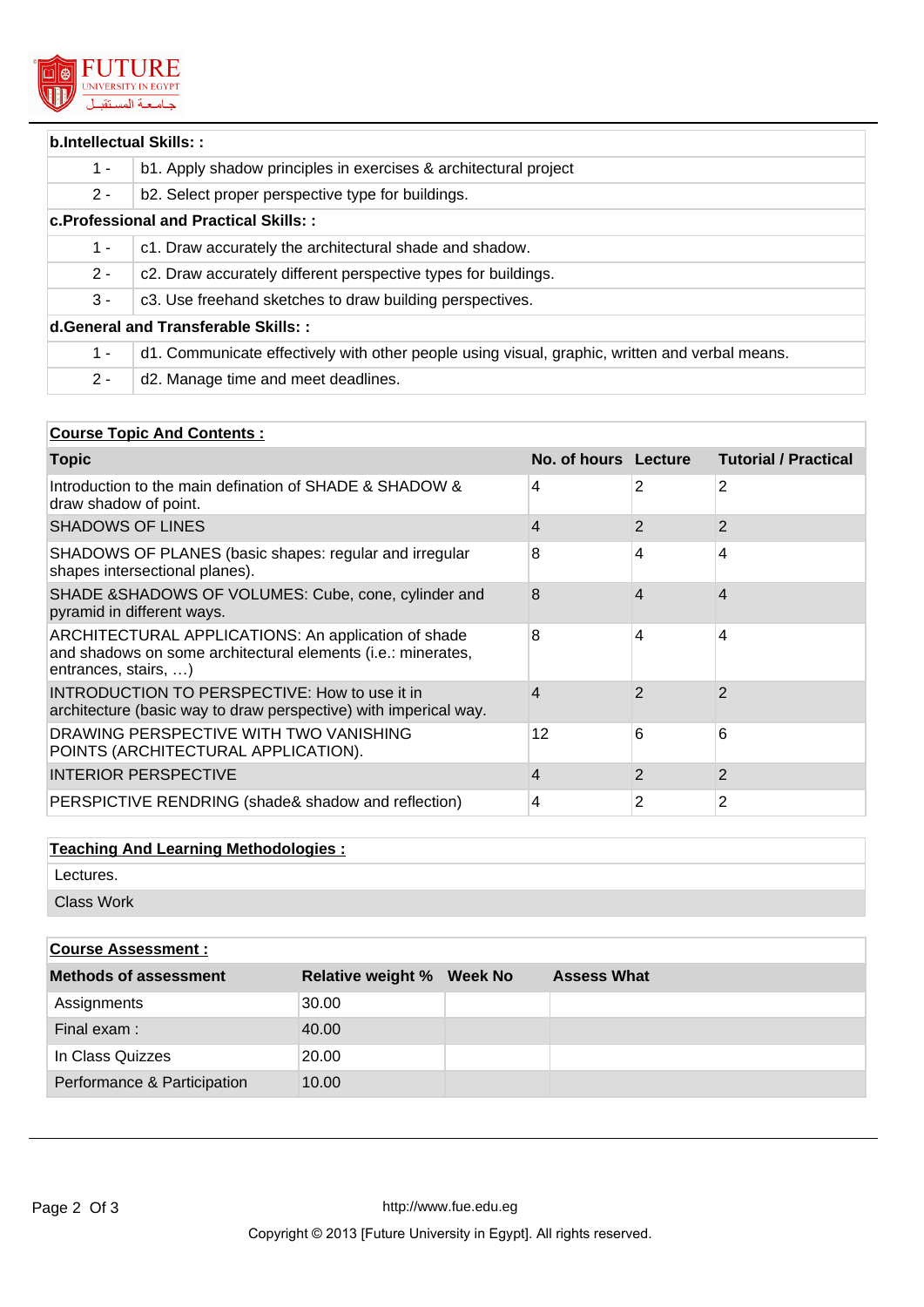| b.Intellectual Skills: : | |
|---|---|
| 1 - | b1. Apply shadow principles in exercises & architectural project |
| 2 - | b2. Select proper perspective type for buildings. |
| **c.Professional and Practical Skills: :** | |
| 1 - | c1. Draw accurately the architectural shade and shadow. |
| 2 - | c2. Draw accurately different perspective types for buildings. |
| 3 - | c3. Use freehand sketches to draw building perspectives. |
| **d.General and Transferable Skills: :** | |
| 1 - | d1. Communicate effectively with other people using visual, graphic, written and verbal means. |
| 2 - | d2. Manage time and meet deadlines. |

**Course Topic And Contents :**

| Topic | No. of hours | Lecture | Tutorial / Practical |
|---|---|---|---|
| Introduction to the main defination of SHADE & SHADOW & draw shadow of point. | 4 | 2 | 2 |
| SHADOWS OF LINES | 4 | 2 | 2 |
| SHADOWS OF PLANES (basic shapes: regular and irregular shapes intersectional planes). | 8 | 4 | 4 |
| SHADE &SHADOWS OF VOLUMES: Cube, cone, cylinder and pyramid in different ways. | 8 | 4 | 4 |
| ARCHITECTURAL APPLICATIONS: An application of shade and shadows on some architectural elements (i.e.: minerates, entrances, stairs, …) | 8 | 4 | 4 |
| INTRODUCTION TO PERSPECTIVE: How to use it in architecture (basic way to draw perspective) with imperical way. | 4 | 2 | 2 |
| DRAWING PERSPECTIVE WITH TWO VANISHING POINTS (ARCHITECTURAL APPLICATION). | 12 | 6 | 6 |
| INTERIOR PERSPECTIVE | 4 | 2 | 2 |
| PERSPICTIVE RENDRING (shade& shadow and reflection) | 4 | 2 | 2 |

**Teaching And Learning Methodologies :**

- Lectures.
- Class Work

**Course Assessment :**

| Methods of assessment | Relative weight % | Week No | Assess What |
|---|---|---|---|
| Assignments | 30.00 | | |
| Final exam : | 40.00 | | |
| In Class Quizzes | 20.00 | | |
| Performance & Participation | 10.00 | | |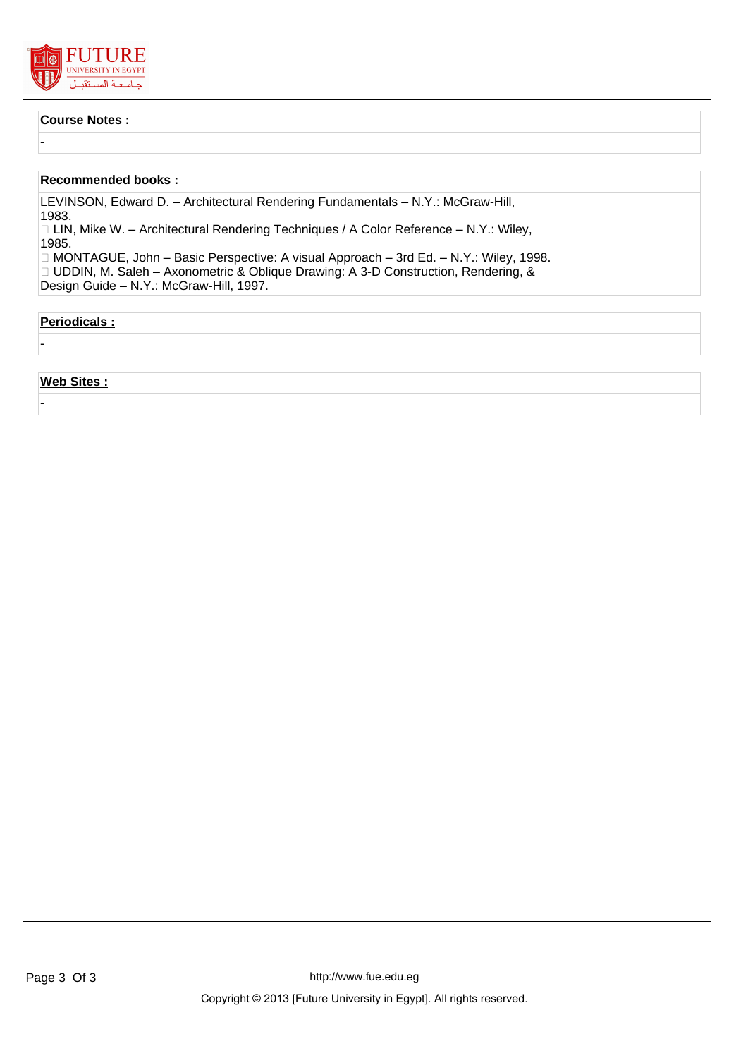**Course Notes :**

-

**Recommended books :**

LEVINSON, Edward D. – Architectural Rendering Fundamentals – N.Y.: McGraw-Hill, 1983.

- LIN, Mike W. – Architectural Rendering Techniques / A Color Reference – N.Y.: Wiley, 1985.
- MONTAGUE, John – Basic Perspective: A visual Approach – 3rd Ed. – N.Y.: Wiley, 1998.
- UDDIN, M. Saleh – Axonometric & Oblique Drawing: A 3-D Construction, Rendering, & Design Guide – N.Y.: McGraw-Hill, 1997.

**Periodicals :**

-

**Web Sites :**

-